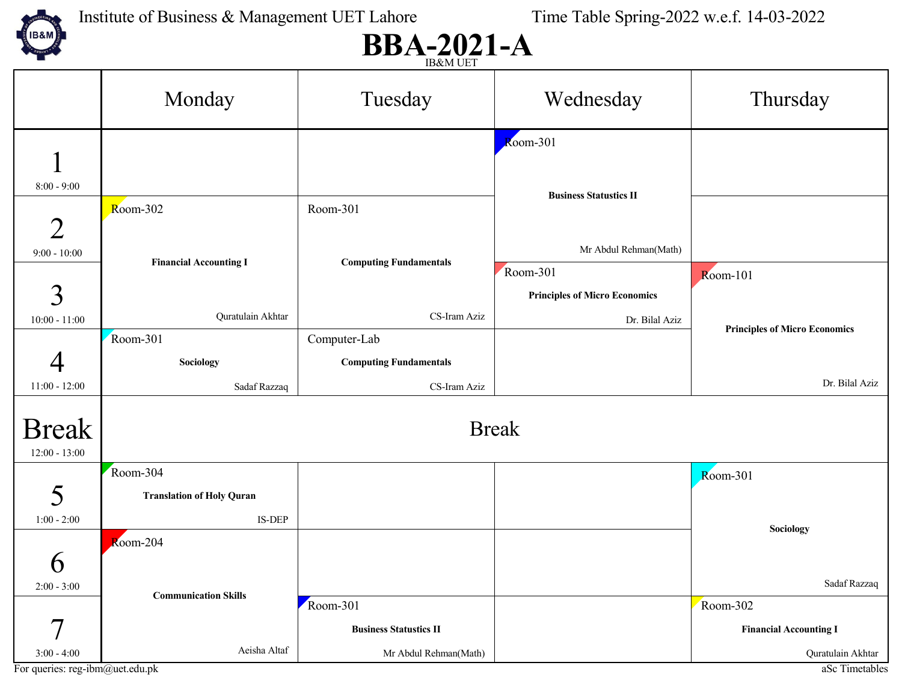Institute of Business & Management UET Lahore — Time Table Spring-2022 w.e.f. 14-03-2022

# BBA-2021-A

IB&M UET

| | Monday | Tuesday | Wednesday | Thursday |
|---|---|---|---|---|
| 1 (8:00 - 9:00) | | | Room-301 **Business Statustics II** Mr Abdul Rehman(Math) | |
| 2 (9:00 - 10:00) | Room-302 **Financial Accounting I** Quratulain Akhtar | Room-301 **Computing Fundamentals** CS-Iram Aziz | Room-301 **Business Statustics II** Mr Abdul Rehman(Math) | |
| 3 (10:00 - 11:00) | Room-302 **Financial Accounting I** Quratulain Akhtar | Room-301 **Computing Fundamentals** CS-Iram Aziz | Room-301 **Principles of Micro Economics** Dr. Bilal Aziz | Room-101 **Principles of Micro Economics** Dr. Bilal Aziz |
| 4 (11:00 - 12:00) | Room-301 **Sociology** Sadaf Razzaq | Computer-Lab **Computing Fundamentals** CS-Iram Aziz | | Room-101 **Principles of Micro Economics** Dr. Bilal Aziz |
| Break (12:00 - 13:00) | Break | Break | Break | Break |
| 5 (1:00 - 2:00) | Room-304 **Translation of Holy Quran** IS-DEP | | | Room-301 **Sociology** Sadaf Razzaq |
| 6 (2:00 - 3:00) | Room-204 **Communication Skills** Aeisha Altaf | | | Room-301 **Sociology** Sadaf Razzaq |
| 7 (3:00 - 4:00) | Room-204 **Communication Skills** Aeisha Altaf | Room-301 **Business Statustics II** Mr Abdul Rehman(Math) | | Room-302 **Financial Accounting I** Quratulain Akhtar |

For queries: reg-ibm@uet.edu.pk

aSc Timetables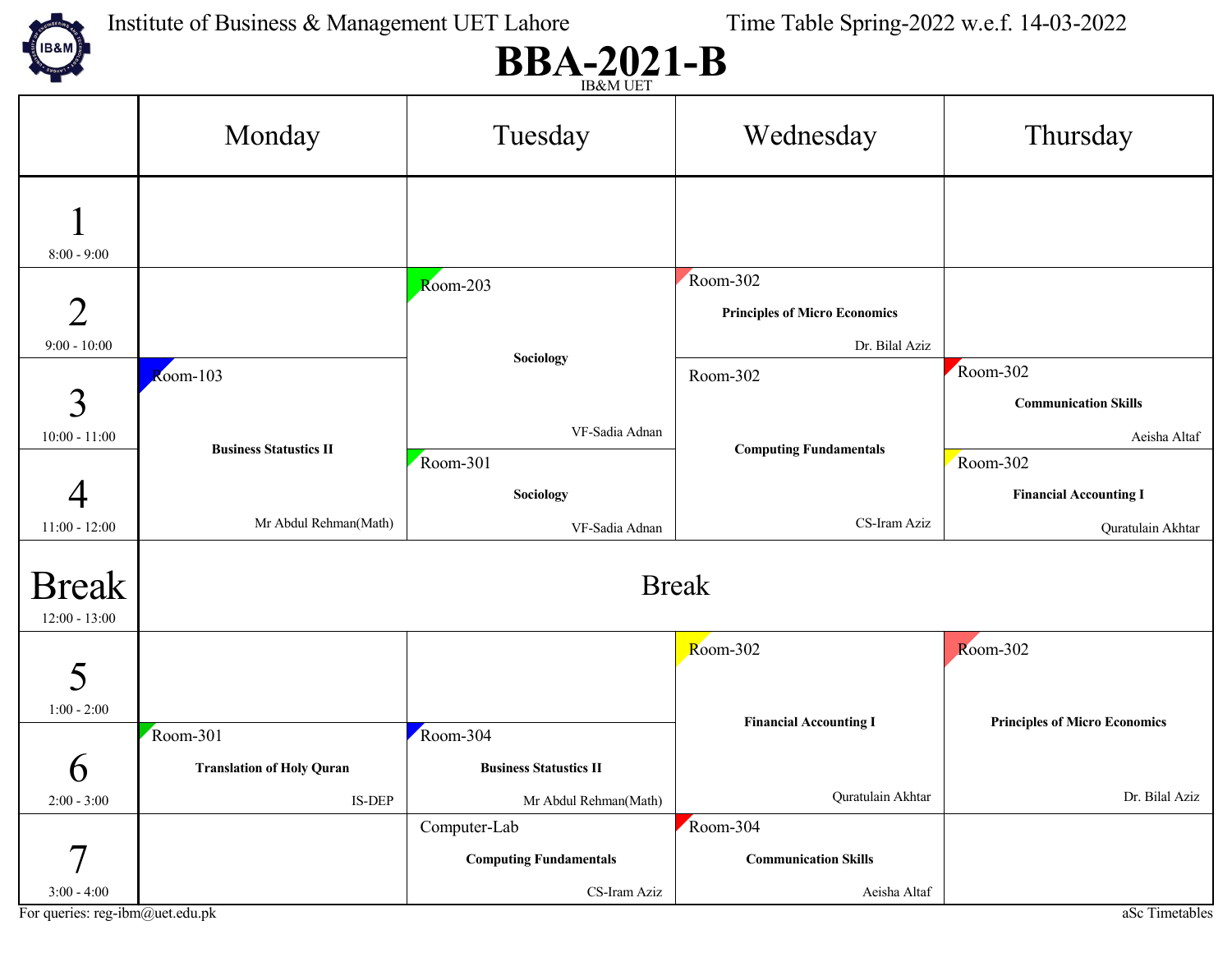Institute of Business & Management UET Lahore — Time Table Spring-2022 w.e.f. 14-03-2022

# BBA-2021-B

IB&M UET

| | Monday | Tuesday | Wednesday | Thursday |
|---|---|---|---|---|
| 1 (8:00 - 9:00) | | | | |
| 2 (9:00 - 10:00) | | Room-203 **Sociology** VF-Sadia Adnan | Room-302 **Principles of Micro Economics** Dr. Bilal Aziz | |
| 3 (10:00 - 11:00) | Room-103 **Business Statustics II** Mr Abdul Rehman(Math) | Room-203 **Sociology** VF-Sadia Adnan | Room-302 **Computing Fundamentals** CS-Iram Aziz | Room-302 **Communication Skills** Aeisha Altaf |
| 4 (11:00 - 12:00) | Room-103 **Business Statustics II** Mr Abdul Rehman(Math) | Room-301 **Sociology** VF-Sadia Adnan | Room-302 **Computing Fundamentals** CS-Iram Aziz | Room-302 **Financial Accounting I** Quratulain Akhtar |
| Break (12:00 - 13:00) | Break | Break | Break | Break |
| 5 (1:00 - 2:00) | | | Room-302 **Financial Accounting I** Quratulain Akhtar | Room-302 **Principles of Micro Economics** Dr. Bilal Aziz |
| 6 (2:00 - 3:00) | Room-301 **Translation of Holy Quran** IS-DEP | Room-304 **Business Statustics II** Mr Abdul Rehman(Math) | Room-302 **Financial Accounting I** Quratulain Akhtar | Room-302 **Principles of Micro Economics** Dr. Bilal Aziz |
| 7 (3:00 - 4:00) | | Computer-Lab **Computing Fundamentals** CS-Iram Aziz | Room-304 **Communication Skills** Aeisha Altaf | |

For queries: reg-ibm@uet.edu.pk

aSc Timetables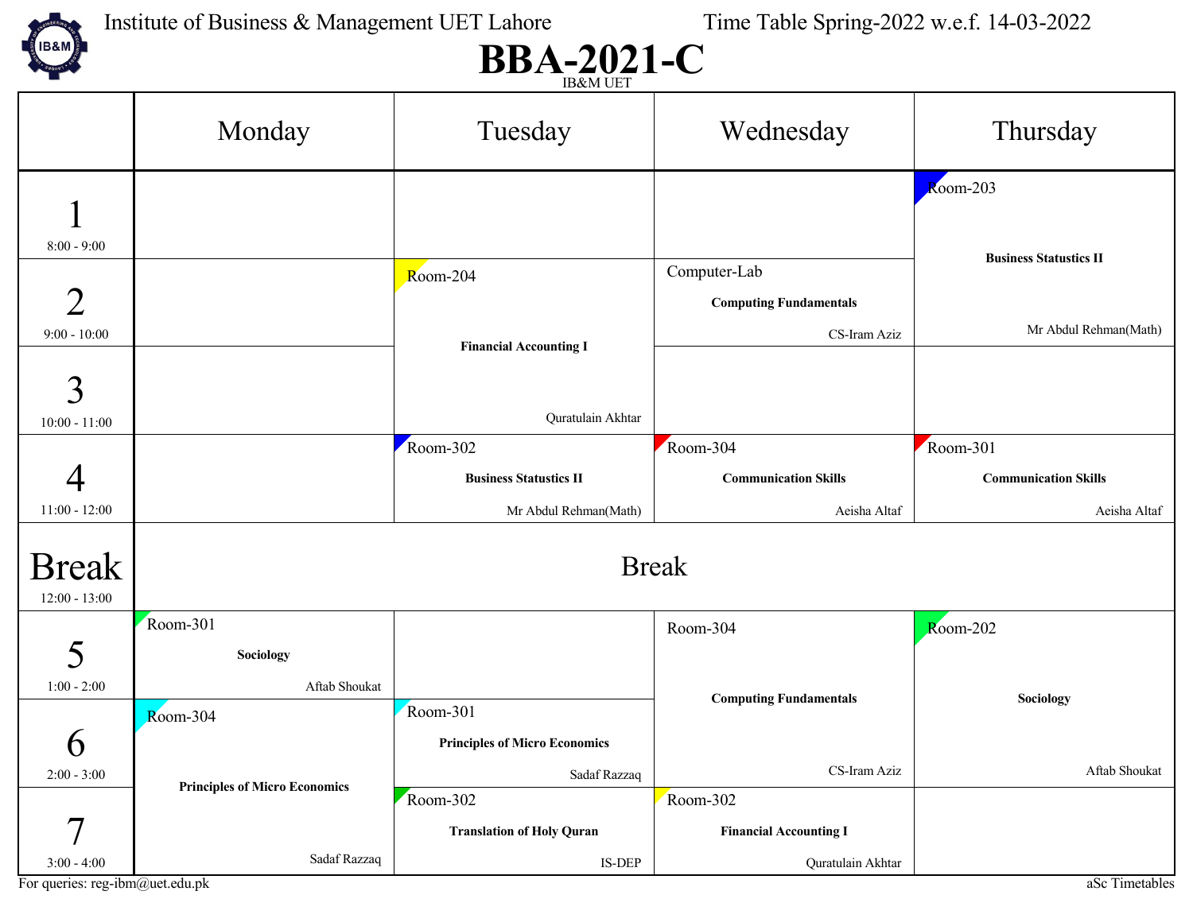Institute of Business & Management UET Lahore — Time Table Spring-2022 w.e.f. 14-03-2022

# BBA-2021-C

IB&M UET

| | Monday | Tuesday | Wednesday | Thursday |
|---|---|---|---|---|
| 1 (8:00 - 9:00) | | | | Room-203 **Business Statustics II** Mr Abdul Rehman(Math) |
| 2 (9:00 - 10:00) | | Room-204 **Financial Accounting I** Quratulain Akhtar | Computer-Lab **Computing Fundamentals** CS-Iram Aziz | |
| 3 (10:00 - 11:00) | | | | |
| 4 (11:00 - 12:00) | | Room-302 **Business Statustics II** Mr Abdul Rehman(Math) | Room-304 **Communication Skills** Aeisha Altaf | Room-301 **Communication Skills** Aeisha Altaf |
| Break (12:00 - 13:00) | Break | | | |
| 5 (1:00 - 2:00) | Room-301 **Sociology** Aftab Shoukat | | Room-304 **Computing Fundamentals** CS-Iram Aziz | Room-202 **Sociology** Aftab Shoukat |
| 6 (2:00 - 3:00) | Room-304 **Principles of Micro Economics** Sadaf Razzaq | Room-301 **Principles of Micro Economics** Sadaf Razzaq | | |
| 7 (3:00 - 4:00) | | Room-302 **Translation of Holy Quran** IS-DEP | Room-302 **Financial Accounting I** Quratulain Akhtar | |

For queries: reg-ibm@uet.edu.pk

aSc Timetables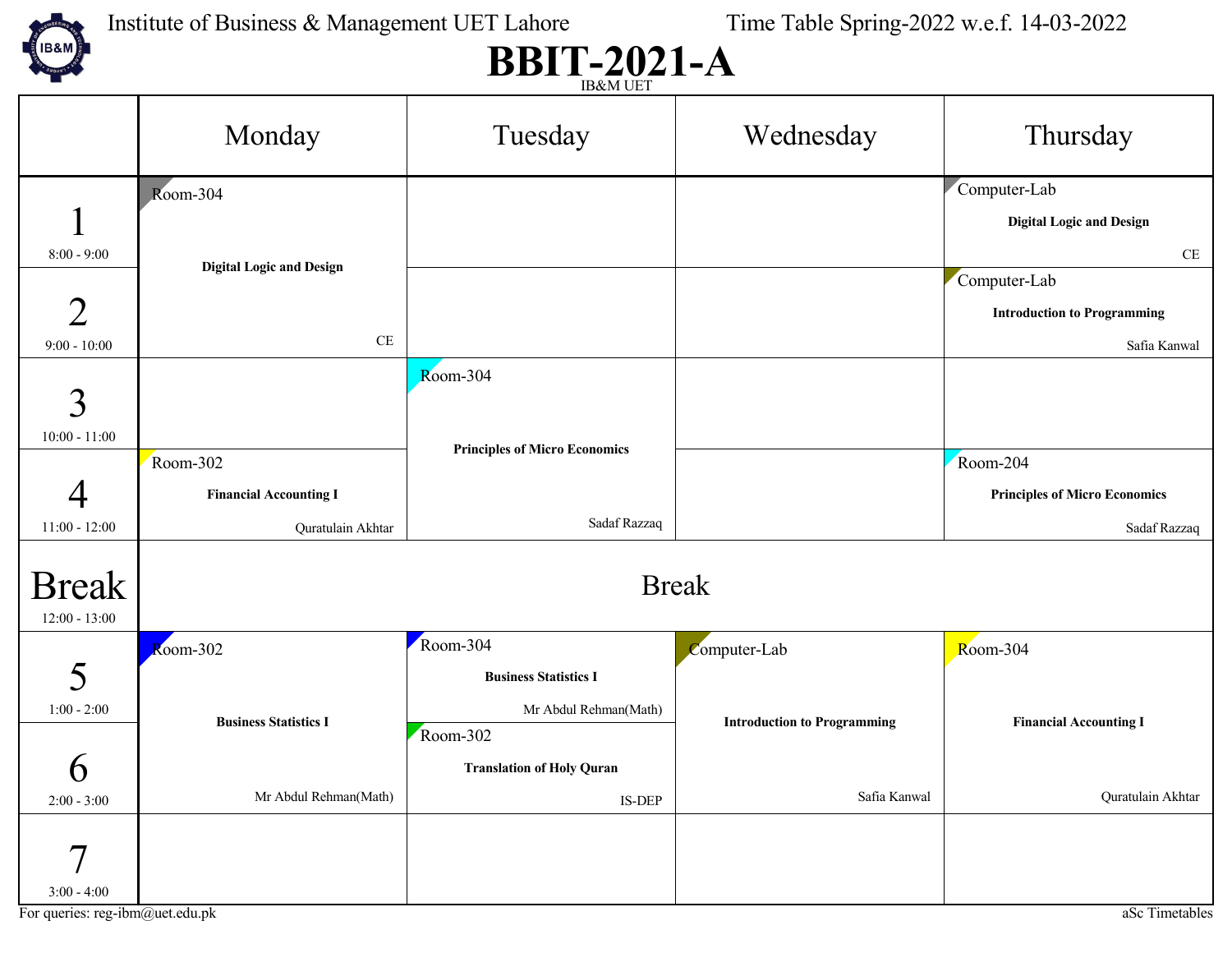Institute of Business & Management UET Lahore — Time Table Spring-2022 w.e.f. 14-03-2022

# BBIT-2021-A

IB&M UET

| | Monday | Tuesday | Wednesday | Thursday |
|---|---|---|---|---|
| 1 (8:00 - 9:00) | Room-304 **Digital Logic and Design** CE | | | Computer-Lab **Digital Logic and Design** CE |
| 2 (9:00 - 10:00) | Room-304 **Digital Logic and Design** CE | | | Computer-Lab **Introduction to Programming** Safia Kanwal |
| 3 (10:00 - 11:00) | | Room-304 **Principles of Micro Economics** Sadaf Razzaq | | |
| 4 (11:00 - 12:00) | Room-302 **Financial Accounting I** Quratulain Akhtar | Room-304 **Principles of Micro Economics** Sadaf Razzaq | | Room-204 **Principles of Micro Economics** Sadaf Razzaq |
| Break (12:00 - 13:00) | Break | Break | Break | Break |
| 5 (1:00 - 2:00) | Room-302 **Business Statistics I** Mr Abdul Rehman(Math) | Room-304 **Business Statistics I** Mr Abdul Rehman(Math) | Computer-Lab **Introduction to Programming** Safia Kanwal | Room-304 **Financial Accounting I** Quratulain Akhtar |
| 6 (2:00 - 3:00) | Room-302 **Business Statistics I** Mr Abdul Rehman(Math) | Room-302 **Translation of Holy Quran** IS-DEP | Computer-Lab **Introduction to Programming** Safia Kanwal | Room-304 **Financial Accounting I** Quratulain Akhtar |
| 7 (3:00 - 4:00) | | | | |

For queries: reg-ibm@uet.edu.pk

aSc Timetables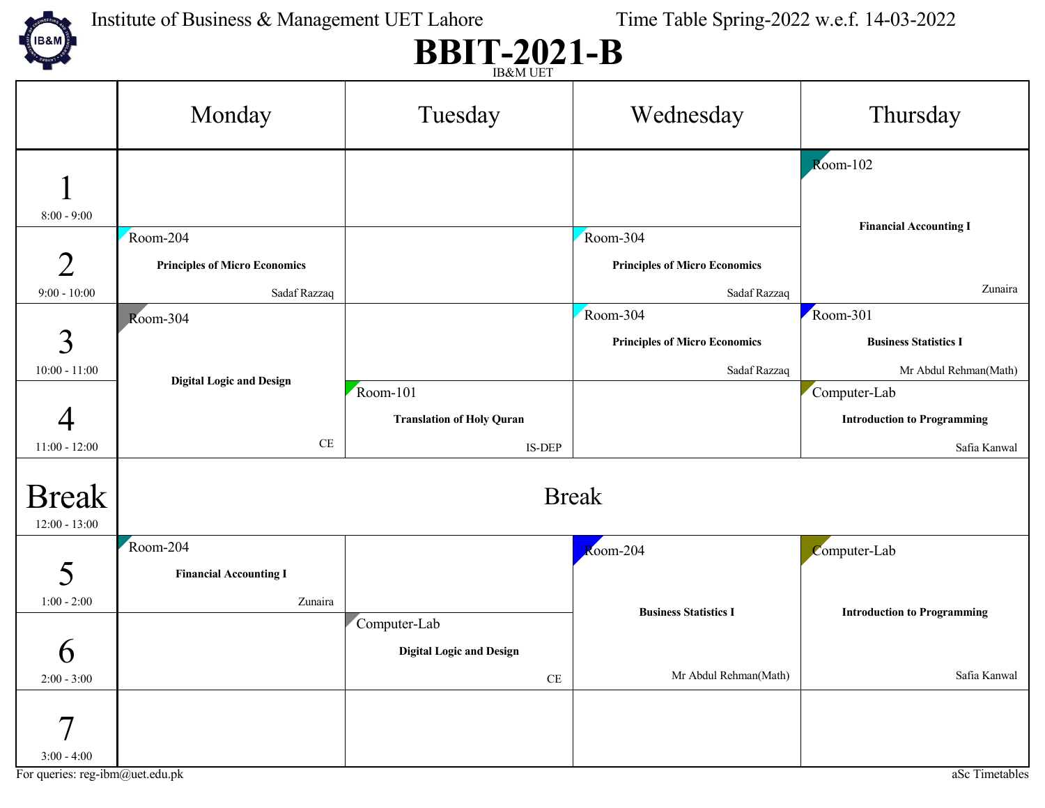Institute of Business & Management UET Lahore — Time Table Spring-2022 w.e.f. 14-03-2022

# BBIT-2021-B

IB&M UET

| | Monday | Tuesday | Wednesday | Thursday |
|---|---|---|---|---|
| 1 (8:00 - 9:00) | | | | Room-102 **Financial Accounting I** Zunaira |
| 2 (9:00 - 10:00) | Room-204 **Principles of Micro Economics** Sadaf Razzaq | | Room-304 **Principles of Micro Economics** Sadaf Razzaq | (Financial Accounting I continued) |
| 3 (10:00 - 11:00) | Room-304 **Digital Logic and Design** CE | | Room-304 **Principles of Micro Economics** Sadaf Razzaq | Room-301 **Business Statistics I** Mr Abdul Rehman(Math) |
| 4 (11:00 - 12:00) | (Digital Logic and Design continued) | Room-101 **Translation of Holy Quran** IS-DEP | | Computer-Lab **Introduction to Programming** Safia Kanwal |
| Break (12:00 - 13:00) | Break | Break | Break | Break |
| 5 (1:00 - 2:00) | Room-204 **Financial Accounting I** Zunaira | | Room-204 **Business Statistics I** Mr Abdul Rehman(Math) | Computer-Lab **Introduction to Programming** Safia Kanwal |
| 6 (2:00 - 3:00) | | Computer-Lab **Digital Logic and Design** CE | (Business Statistics I continued) | (Introduction to Programming continued) |
| 7 (3:00 - 4:00) | | | | |

For queries: reg-ibm@uet.edu.pk

aSc Timetables